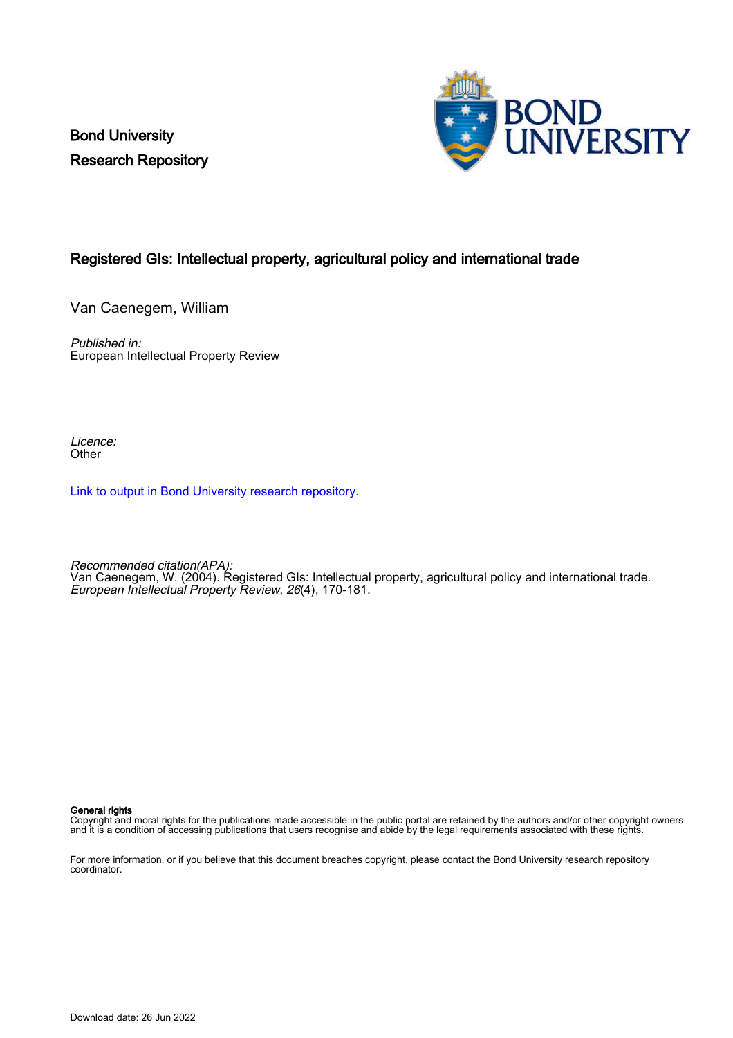Bond University
Research Repository

# Registered GIs: Intellectual property, agricultural policy and international trade

Van Caenegem, William

*Published in:*
European Intellectual Property Review

*Licence:*
Other

Link to output in Bond University research repository.

*Recommended citation(APA):*
Van Caenegem, W. (2004). Registered GIs: Intellectual property, agricultural policy and international trade. *European Intellectual Property Review*, *26*(4), 170-181.

**General rights**
Copyright and moral rights for the publications made accessible in the public portal are retained by the authors and/or other copyright owners and it is a condition of accessing publications that users recognise and abide by the legal requirements associated with these rights.

For more information, or if you believe that this document breaches copyright, please contact the Bond University research repository coordinator.

Download date: 26 Jun 2022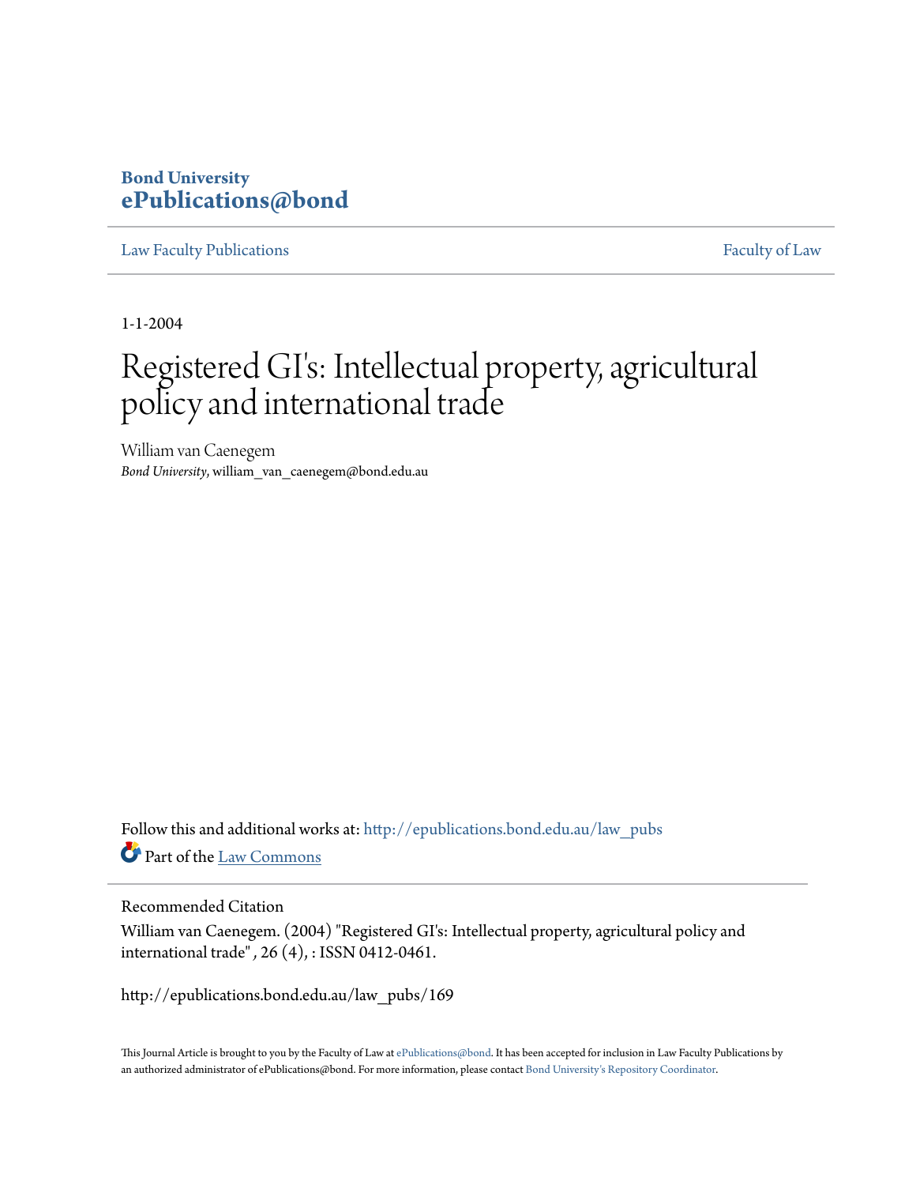# Bond University
# ePublications@bond

Law Faculty Publications | Faculty of Law

1-1-2004

# Registered GI's: Intellectual property, agricultural policy and international trade

William van Caenegem
*Bond University*, william_van_caenegem@bond.edu.au

Follow this and additional works at: http://epublications.bond.edu.au/law_pubs
Part of the Law Commons

Recommended Citation
William van Caenegem. (2004) "Registered GI's: Intellectual property, agricultural policy and international trade" , 26 (4), : ISSN 0412-0461.

http://epublications.bond.edu.au/law_pubs/169

This Journal Article is brought to you by the Faculty of Law at ePublications@bond. It has been accepted for inclusion in Law Faculty Publications by an authorized administrator of ePublications@bond. For more information, please contact Bond University's Repository Coordinator.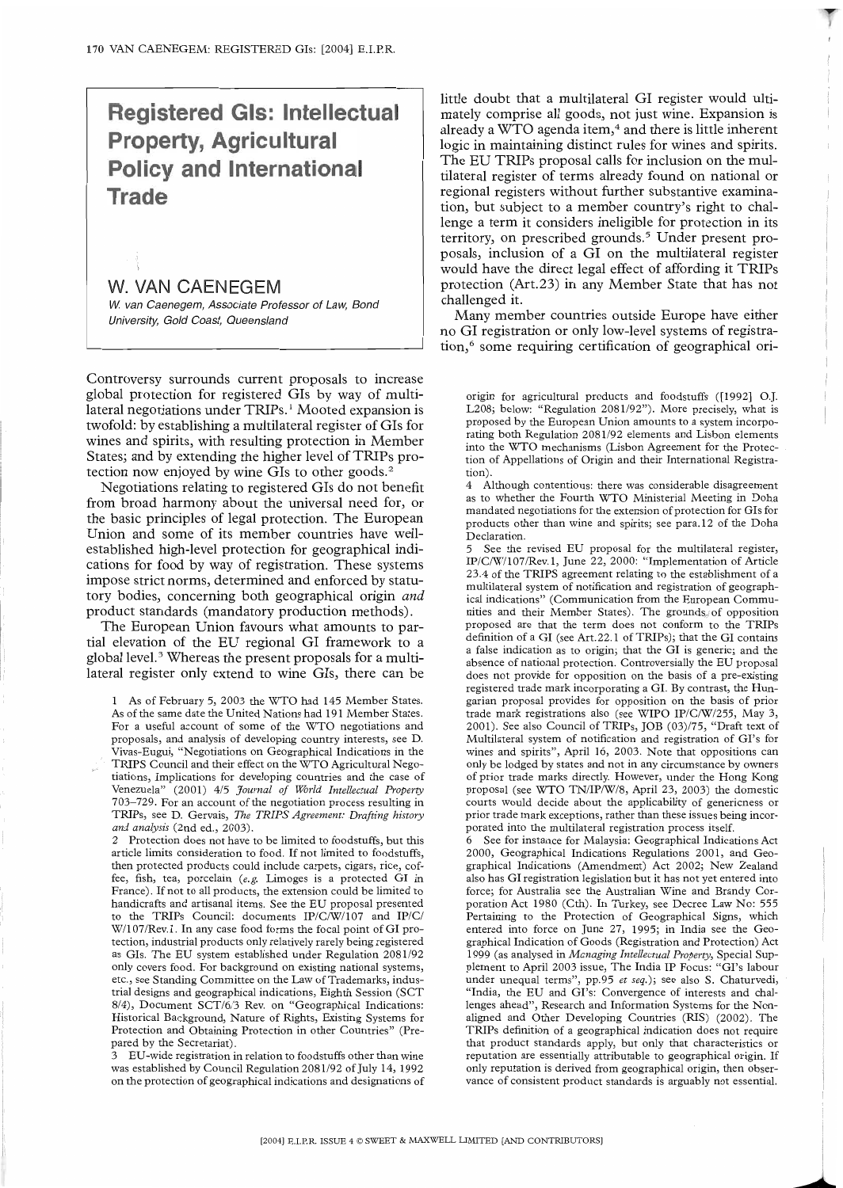# Registered GIs: Intellectual Property, Agricultural Policy and International Trade

## W. VAN CAENEGEM

*W. van Caenegem, Associate Professor of Law, Bond University, Gold Coast, Queensland*

Controversy surrounds current proposals to increase global protection for registered GIs by way of multilateral negotiations under TRIPs.[1] Mooted expansion is twofold: by establishing a multilateral register of GIs for wines and spirits, with resulting protection in Member States; and by extending the higher level of TRIPs protection now enjoyed by wine GIs to other goods.[2]

Negotiations relating to registered GIs do not benefit from broad harmony about the universal need for, or the basic principles of legal protection. The European Union and some of its member countries have well-established high-level protection for geographical indications for food by way of registration. These systems impose strict norms, determined and enforced by statutory bodies, concerning both geographical origin *and* product standards (mandatory production methods).

The European Union favours what amounts to partial elevation of the EU regional GI framework to a global level.[3] Whereas the present proposals for a multilateral register only extend to wine GIs, there can be little doubt that a multilateral GI register would ultimately comprise all goods, not just wine. Expansion is already a WTO agenda item,[4] and there is little inherent logic in maintaining distinct rules for wines and spirits. The EU TRIPs proposal calls for inclusion on the multilateral register of terms already found on national or regional registers without further substantive examination, but subject to a member country's right to challenge a term it considers ineligible for protection in its territory, on prescribed grounds.[5] Under present proposals, inclusion of a GI on the multilateral register would have the direct legal effect of affording it TRIPs protection (Art.23) in any Member State that has not challenged it.

Many member countries outside Europe have either no GI registration or only low-level systems of registration,[6] some requiring certification of geographical ori-

---

1 As of February 5, 2003 the WTO had 145 Member States. As of the same date the United Nations had 191 Member States. For a useful account of some of the WTO negotiations and proposals, and analysis of developing country interests, see D. Vivas-Eugui, "Negotiations on Geographical Indications in the TRIPS Council and their effect on the WTO Agricultural Negotiations, Implications for developing countries and the case of Venezuela" (2001) 4/5 *Journal of World Intellectual Property* 703–729. For an account of the negotiation process resulting in TRIPs, see D. Gervais, *The TRIPS Agreement: Drafting history and analysis* (2nd ed., 2003).

2 Protection does not have to be limited to foodstuffs, but this article limits consideration to food. If not limited to foodstuffs, then protected products could include carpets, cigars, rice, coffee, fish, tea, porcelain (*e.g.* Limoges is a protected GI in France). If not to all products, the extension could be limited to handicrafts and artisanal items. See the EU proposal presented to the TRIPs Council: documents IP/C/W/107 and IP/C/W/107/Rev.1. In any case food forms the focal point of GI protection, industrial products only relatively rarely being registered as GIs. The EU system established under Regulation 2081/92 only covers food. For background on existing national systems, etc., see Standing Committee on the Law of Trademarks, industrial designs and geographical indications, Eighth Session (SCT 8/4), Document SCT/6/3 Rev. on "Geographical Indications: Historical Background, Nature of Rights, Existing Systems for Protection and Obtaining Protection in other Countries" (Prepared by the Secretariat).

3 EU-wide registration in relation to foodstuffs other than wine was established by Council Regulation 2081/92 of July 14, 1992 on the protection of geographical indications and designations of origin for agricultural products and foodstuffs ([1992] O.J. L208; below: "Regulation 2081/92"). More precisely, what is proposed by the European Union amounts to a system incorporating both Regulation 2081/92 elements and Lisbon elements into the WTO mechanisms (Lisbon Agreement for the Protection of Appellations of Origin and their International Registration).

4 Although contentious: there was considerable disagreement as to whether the Fourth WTO Ministerial Meeting in Doha mandated negotiations for the extension of protection for GIs for products other than wine and spirits; see para.12 of the Doha Declaration.

5 See the revised EU proposal for the multilateral register, IP/C/W/107/Rev.1, June 22, 2000: "Implementation of Article 23.4 of the TRIPS agreement relating to the establishment of a multilateral system of notification and registration of geographical indications" (Communication from the European Communities and their Member States). The grounds of opposition proposed are that the term does not conform to the TRIPS definition of a GI (see Art.22.1 of TRIPs); that the GI contains a false indication as to origin; and the GI is generic; and the absence of national protection. Controversially the EU proposal does not provide for opposition on the basis of a pre-existing registered trade mark incorporating a GI. By contrast, the Hungarian proposal provides for opposition on the basis of prior trade mark registrations also (see WIPO IP/C/W/255, May 3, 2001). See also Council of TRIPs, JOB (03)/75, "Draft text of Multilateral system of notification and registration of GI's for wines and spirits", April 16, 2003. Note that oppositions can only be lodged by states and not in any circumstance by owners of prior trade marks directly. However, under the Hong Kong proposal (see WTO TN/IP/W/8, April 23, 2003) the domestic courts would decide about the applicability of genericness or prior trade mark exceptions, rather than these issues being incorporated into the multilateral registration process itself.

6 See for instance for Malaysia: Geographical Indications Act 2000, Geographical Indications Regulations 2001, and Geographical Indications (Amendment) Act 2002; New Zealand also has GI registration legislation but it has not yet entered into force; for Australia see the Australian Wine and Brandy Corporation Act 1980 (Cth). In Turkey, see Decree Law No: 555 Pertaining to the Protection of Geographical Signs, which entered into force on June 27, 1995; in India see the Geographical Indication of Goods (Registration and Protection) Act 1999 (as analysed in *Managing Intellectual Property*, Special Supplement to April 2003 issue, The India IP Focus: "GI's labour under unequal terms", pp.95 *et seq.*); see also S. Chaturvedi, "India, the EU and GI's: Convergence of interests and challenges ahead", Research and Information Systems for the Non-aligned and Other Developing Countries (RIS) (2002). The TRIPs definition of a geographical indication does not require that product standards apply, but only that characteristics or reputation are essentially attributable to geographical origin. If only reputation is derived from geographical origin, then observance of consistent product standards is arguably not essential.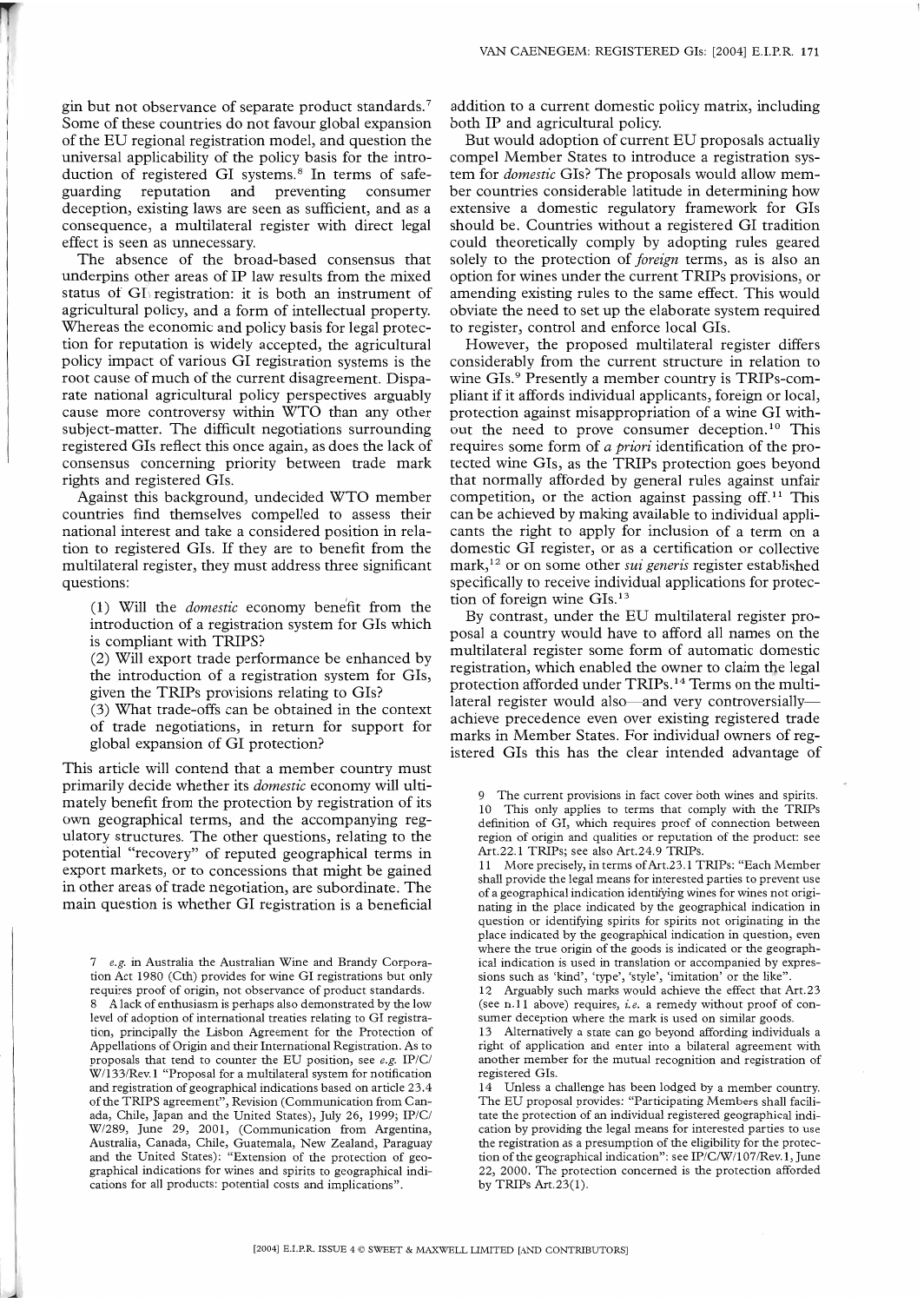gin but not observance of separate product standards.[7] Some of these countries do not favour global expansion of the EU regional registration model, and question the universal applicability of the policy basis for the introduction of registered GI systems.[8] In terms of safeguarding reputation and preventing consumer deception, existing laws are seen as sufficient, and as a consequence, a multilateral register with direct legal effect is seen as unnecessary.

The absence of the broad-based consensus that underpins other areas of IP law results from the mixed status of GI registration: it is both an instrument of agricultural policy, and a form of intellectual property. Whereas the economic and policy basis for legal protection for reputation is widely accepted, the agricultural policy impact of various GI registration systems is the root cause of much of the current disagreement. Disparate national agricultural policy perspectives arguably cause more controversy within WTO than any other subject-matter. The difficult negotiations surrounding registered GIs reflect this once again, as does the lack of consensus concerning priority between trade mark rights and registered GIs.

Against this background, undecided WTO member countries find themselves compelled to assess their national interest and take a considered position in relation to registered GIs. If they are to benefit from the multilateral register, they must address three significant questions:

> (1) Will the *domestic* economy benefit from the introduction of a registration system for GIs which is compliant with TRIPS?
>
> (2) Will export trade performance be enhanced by the introduction of a registration system for GIs, given the TRIPs provisions relating to GIs?
>
> (3) What trade-offs can be obtained in the context of trade negotiations, in return for support for global expansion of GI protection?

This article will contend that a member country must primarily decide whether its *domestic* economy will ultimately benefit from the protection by registration of its own geographical terms, and the accompanying regulatory structures. The other questions, relating to the potential "recovery" of reputed geographical terms in export markets, or to concessions that might be gained in other areas of trade negotiation, are subordinate. The main question is whether GI registration is a beneficial addition to a current domestic policy matrix, including both IP and agricultural policy.

But would adoption of current EU proposals actually compel Member States to introduce a registration system for *domestic* GIs? The proposals would allow member countries considerable latitude in determining how extensive a domestic regulatory framework for GIs should be. Countries without a registered GI tradition could theoretically comply by adopting rules geared solely to the protection of *foreign* terms, as is also an option for wines under the current TRIPs provisions, or amending existing rules to the same effect. This would obviate the need to set up the elaborate system required to register, control and enforce local GIs.

However, the proposed multilateral register differs considerably from the current structure in relation to wine GIs.[9] Presently a member country is TRIPs-compliant if it affords individual applicants, foreign or local, protection against misappropriation of a wine GI without the need to prove consumer deception.[10] This requires some form of *a priori* identification of the protected wine GIs, as the TRIPs protection goes beyond that normally afforded by general rules against unfair competition, or the action against passing off.[11] This can be achieved by making available to individual applicants the right to apply for inclusion of a term on a domestic GI register, or as a certification or collective mark,[12] or on some other *sui generis* register established specifically to receive individual applications for protection of foreign wine GIs.[13]

By contrast, under the EU multilateral register proposal a country would have to afford all names on the multilateral register some form of automatic domestic registration, which enabled the owner to claim the legal protection afforded under TRIPs.[14] Terms on the multilateral register would also—and very controversially—achieve precedence even over existing registered trade marks in Member States. For individual owners of registered GIs this has the clear intended advantage of

---

7 *e.g.* in Australia the Australian Wine and Brandy Corporation Act 1980 (Cth) provides for wine GI registrations but only requires proof of origin, not observance of product standards.

8 A lack of enthusiasm is perhaps also demonstrated by the low level of adoption of international treaties relating to GI registration, principally the Lisbon Agreement for the Protection of Appellations of Origin and their International Registration. As to proposals that tend to counter the EU position, see *e.g.* IP/C/W/133/Rev.1 "Proposal for a multilateral system for notification and registration of geographical indications based on article 23.4 of the TRIPS agreement", Revision (Communication from Canada, Chile, Japan and the United States), July 26, 1999; IP/C/W/289, June 29, 2001, (Communication from Argentina, Australia, Canada, Chile, Guatemala, New Zealand, Paraguay and the United States): "Extension of the protection of geographical indications for wines and spirits to geographical indications for all products: potential costs and implications".

9 The current provisions in fact cover both wines and spirits.

10 This only applies to terms that comply with the TRIPs definition of GI, which requires proof of connection between region of origin and qualities or reputation of the product: see Art.22.1 TRIPs; see also Art.24.9 TRIPs.

11 More precisely, in terms of Art.23.1 TRIPs: "Each Member shall provide the legal means for interested parties to prevent use of a geographical indication identifying wines for wines not originating in the place indicated by the geographical indication in question or identifying spirits for spirits not originating in the place indicated by the geographical indication in question, even where the true origin of the goods is indicated or the geographical indication is used in translation or accompanied by expressions such as 'kind', 'type', 'style', 'imitation' or the like".

12 Arguably such marks would achieve the effect that Art.23 (see n.11 above) requires, *i.e.* a remedy without proof of consumer deception where the mark is used on similar goods.

13 Alternatively a state can go beyond affording individuals a right of application and enter into a bilateral agreement with another member for the mutual recognition and registration of registered GIs.

14 Unless a challenge has been lodged by a member country. The EU proposal provides: "Participating Members shall facilitate the protection of an individual registered geographical indication by providing the legal means for interested parties to use the registration as a presumption of the eligibility for the protection of the geographical indication": see IP/C/W/107/Rev.1, June 22, 2000. The protection concerned is the protection afforded by TRIPs Art.23(1).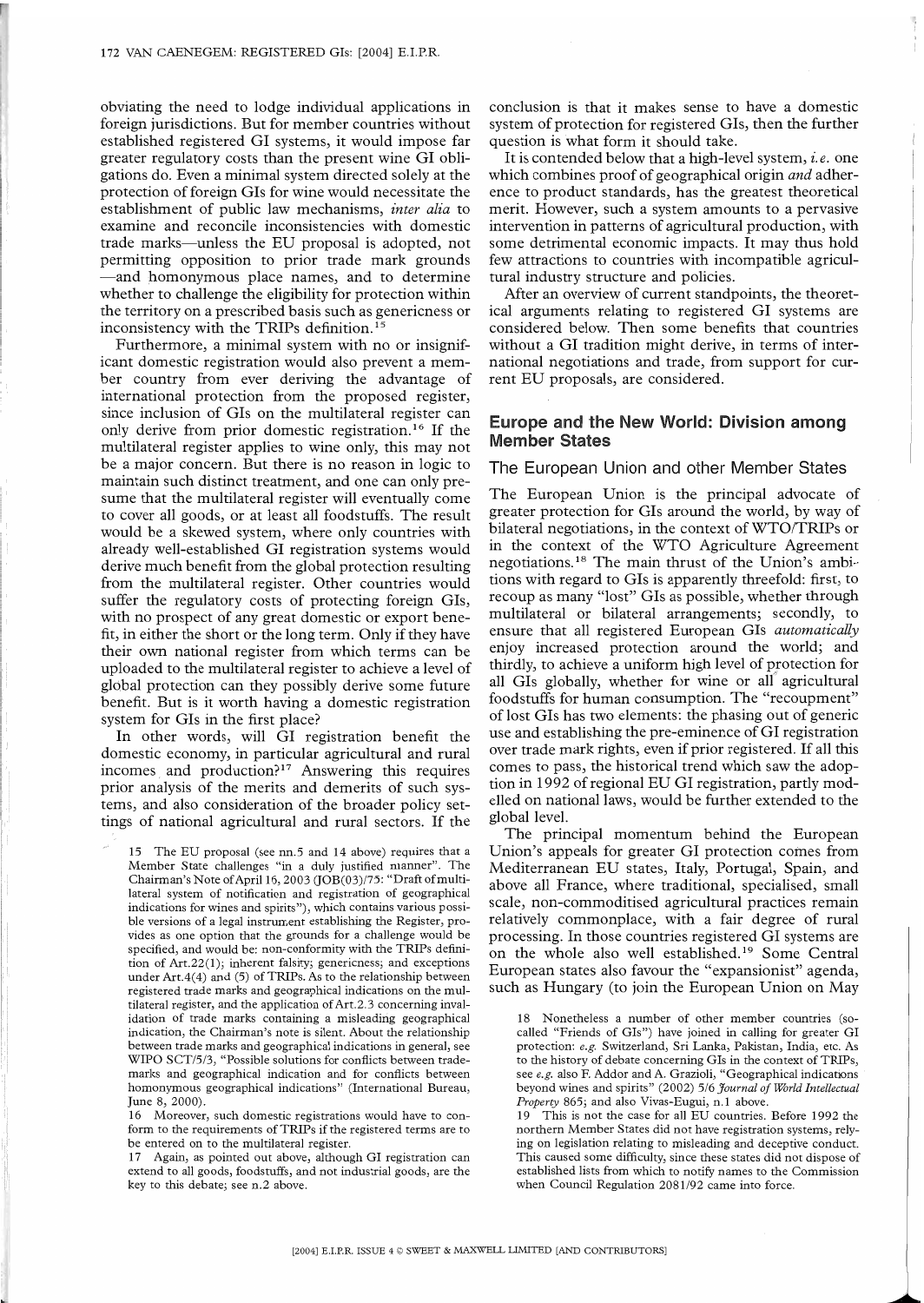obviating the need to lodge individual applications in foreign jurisdictions. But for member countries without established registered GI systems, it would impose far greater regulatory costs than the present wine GI obligations do. Even a minimal system directed solely at the protection of foreign GIs for wine would necessitate the establishment of public law mechanisms, *inter alia* to examine and reconcile inconsistencies with domestic trade marks—unless the EU proposal is adopted, not permitting opposition to prior trade mark grounds—and homonymous place names, and to determine whether to challenge the eligibility for protection within the territory on a prescribed basis such as genericness or inconsistency with the TRIPs definition.[15]

Furthermore, a minimal system with no or insignificant domestic registration would also prevent a member country from ever deriving the advantage of international protection from the proposed register, since inclusion of GIs on the multilateral register can only derive from prior domestic registration.[16] If the multilateral register applies to wine only, this may not be a major concern. But there is no reason in logic to maintain such distinct treatment, and one can only presume that the multilateral register will eventually come to cover all goods, or at least all foodstuffs. The result would be a skewed system, where only countries with already well-established GI registration systems would derive much benefit from the global protection resulting from the multilateral register. Other countries would suffer the regulatory costs of protecting foreign GIs, with no prospect of any great domestic or export benefit, in either the short or the long term. Only if they have their own national register from which terms can be uploaded to the multilateral register to achieve a level of global protection can they possibly derive some future benefit. But is it worth having a domestic registration system for GIs in the first place?

In other words, will GI registration benefit the domestic economy, in particular agricultural and rural incomes and production?[17] Answering this requires prior analysis of the merits and demerits of such systems, and also consideration of the broader policy settings of national agricultural and rural sectors. If the conclusion is that it makes sense to have a domestic system of protection for registered GIs, then the further question is what form it should take.

It is contended below that a high-level system, *i.e.* one which combines proof of geographical origin *and* adherence to product standards, has the greatest theoretical merit. However, such a system amounts to a pervasive intervention in patterns of agricultural production, with some detrimental economic impacts. It may thus hold few attractions to countries with incompatible agricultural industry structure and policies.

After an overview of current standpoints, the theoretical arguments relating to registered GI systems are considered below. Then some benefits that countries without a GI tradition might derive, in terms of international negotiations and trade, from support for current EU proposals, are considered.

## Europe and the New World: Division among Member States

### The European Union and other Member States

The European Union is the principal advocate of greater protection for GIs around the world, by way of bilateral negotiations, in the context of WTO/TRIPs or in the context of the WTO Agriculture Agreement negotiations.[18] The main thrust of the Union's ambitions with regard to GIs is apparently threefold: first, to recoup as many "lost" GIs as possible, whether through multilateral or bilateral arrangements; secondly, to ensure that all registered European GIs *automatically* enjoy increased protection around the world; and thirdly, to achieve a uniform high level of protection for all GIs globally, whether for wine or all agricultural foodstuffs for human consumption. The "recoupment" of lost GIs has two elements: the phasing out of generic use and establishing the pre-eminence of GI registration over trade mark rights, even if prior registered. If all this comes to pass, the historical trend which saw the adoption in 1992 of regional EU GI registration, partly modelled on national laws, would be further extended to the global level.

The principal momentum behind the European Union's appeals for greater GI protection comes from Mediterranean EU states, Italy, Portugal, Spain, and above all France, where traditional, specialised, small scale, non-commoditised agricultural practices remain relatively commonplace, with a fair degree of rural processing. In those countries registered GI systems are on the whole also well established.[19] Some Central European states also favour the "expansionist" agenda, such as Hungary (to join the European Union on May

---

15 The EU proposal (see nn.5 and 14 above) requires that a Member State challenges "in a duly justified manner". The Chairman's Note of April 16, 2003 (JOB(03)/75: "Draft of multilateral system of notification and registration of geographical indications for wines and spirits"), which contains various possible versions of a legal instrument establishing the Register, provides as one option that the grounds for a challenge would be specified, and would be: non-conformity with the TRIPs definition of Art.22(1); inherent falsity; genericness; and exceptions under Art.4(4) and (5) of TRIPs. As to the relationship between registered trade marks and geographical indications on the multilateral register, and the application of Art.2.3 concerning invalidation of trade marks containing a misleading geographical indication, the Chairman's note is silent. About the relationship between trade marks and geographical indications in general, see WIPO SCT/5/3, "Possible solutions for conflicts between trademarks and geographical indication and for conflicts between homonymous geographical indications" (International Bureau, June 8, 2000).

16 Moreover, such domestic registrations would have to conform to the requirements of TRIPs if the registered terms are to be entered on to the multilateral register.

17 Again, as pointed out above, although GI registration can extend to all goods, foodstuffs, and not industrial goods, are the key to this debate; see n.2 above.

18 Nonetheless a number of other member countries (so-called "Friends of GIs") have joined in calling for greater GI protection: *e.g.* Switzerland, Sri Lanka, Pakistan, India, etc. As to the history of debate concerning GIs in the context of TRIPs, see *e.g.* also F. Addor and A. Grazioli, "Geographical indications beyond wines and spirits" (2002) 5/6 *Journal of World Intellectual Property* 865; and also Vivas-Eugui, n.1 above.

19 This is not the case for all EU countries. Before 1992 the northern Member States did not have registration systems, relying on legislation relating to misleading and deceptive conduct. This caused some difficulty, since these states did not dispose of established lists from which to notify names to the Commission when Council Regulation 2081/92 came into force.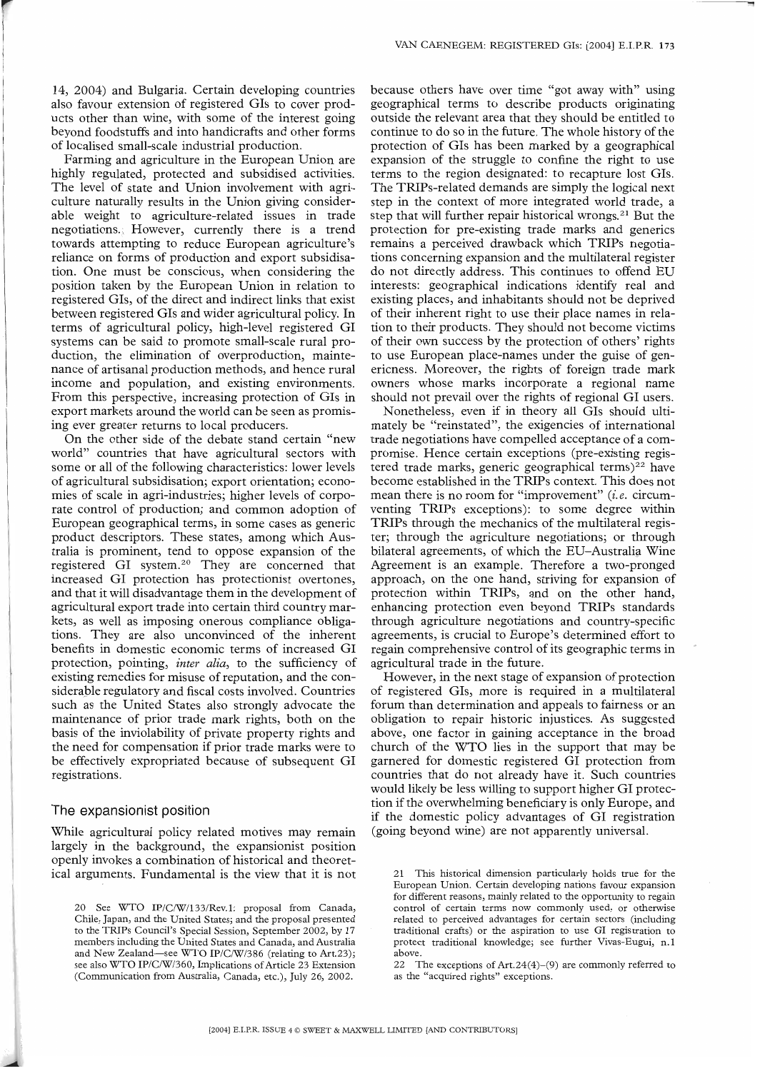14, 2004) and Bulgaria. Certain developing countries also favour extension of registered GIs to cover products other than wine, with some of the interest going beyond foodstuffs and into handicrafts and other forms of localised small-scale industrial production.

Farming and agriculture in the European Union are highly regulated, protected and subsidised activities. The level of state and Union involvement with agriculture naturally results in the Union giving considerable weight to agriculture-related issues in trade negotiations. However, currently there is a trend towards attempting to reduce European agriculture's reliance on forms of production and export subsidisation. One must be conscious, when considering the position taken by the European Union in relation to registered GIs, of the direct and indirect links that exist between registered GIs and wider agricultural policy. In terms of agricultural policy, high-level registered GI systems can be said to promote small-scale rural production, the elimination of overproduction, maintenance of artisanal production methods, and hence rural income and population, and existing environments. From this perspective, increasing protection of GIs in export markets around the world can be seen as promising ever greater returns to local producers.

On the other side of the debate stand certain "new world" countries that have agricultural sectors with some or all of the following characteristics: lower levels of agricultural subsidisation; export orientation; economies of scale in agri-industries; higher levels of corporate control of production; and common adoption of European geographical terms, in some cases as generic product descriptors. These states, among which Australia is prominent, tend to oppose expansion of the registered GI system.[20] They are concerned that increased GI protection has protectionist overtones, and that it will disadvantage them in the development of agricultural export trade into certain third country markets, as well as imposing onerous compliance obligations. They are also unconvinced of the inherent benefits in domestic economic terms of increased GI protection, pointing, *inter alia*, to the sufficiency of existing remedies for misuse of reputation, and the considerable regulatory and fiscal costs involved. Countries such as the United States also strongly advocate the maintenance of prior trade mark rights, both on the basis of the inviolability of private property rights and the need for compensation if prior trade marks were to be effectively expropriated because of subsequent GI registrations.

## The expansionist position

While agricultural policy related motives may remain largely in the background, the expansionist position openly invokes a combination of historical and theoretical arguments. Fundamental is the view that it is not because others have over time "got away with" using geographical terms to describe products originating outside the relevant area that they should be entitled to continue to do so in the future. The whole history of the protection of GIs has been marked by a geographical expansion of the struggle to confine the right to use terms to the region designated: to recapture lost GIs. The TRIPs-related demands are simply the logical next step in the context of more integrated world trade, a step that will further repair historical wrongs.[21] But the protection for pre-existing trade marks and generics remains a perceived drawback which TRIPs negotiations concerning expansion and the multilateral register do not directly address. This continues to offend EU interests: geographical indications identify real and existing places, and inhabitants should not be deprived of their inherent right to use their place names in relation to their products. They should not become victims of their own success by the protection of others' rights to use European place-names under the guise of genericness. Moreover, the rights of foreign trade mark owners whose marks incorporate a regional name should not prevail over the rights of regional GI users.

Nonetheless, even if in theory all GIs should ultimately be "reinstated", the exigencies of international trade negotiations have compelled acceptance of a compromise. Hence certain exceptions (pre-existing registered trade marks, generic geographical terms)[22] have become established in the TRIPs context. This does not mean there is no room for "improvement" (*i.e.* circumventing TRIPs exceptions): to some degree within TRIPs through the mechanics of the multilateral register; through the agriculture negotiations; or through bilateral agreements, of which the EU–Australia Wine Agreement is an example. Therefore a two-pronged approach, on the one hand, striving for expansion of protection within TRIPs, and on the other hand, enhancing protection even beyond TRIPs standards through agriculture negotiations and country-specific agreements, is crucial to Europe's determined effort to regain comprehensive control of its geographic terms in agricultural trade in the future.

However, in the next stage of expansion of protection of registered GIs, more is required in a multilateral forum than determination and appeals to fairness or an obligation to repair historic injustices. As suggested above, one factor in gaining acceptance in the broad church of the WTO lies in the support that may be garnered for domestic registered GI protection from countries that do not already have it. Such countries would likely be less willing to support higher GI protection if the overwhelming beneficiary is only Europe, and if the domestic policy advantages of GI registration (going beyond wine) are not apparently universal.

20 See WTO IP/C/W/133/Rev.1: proposal from Canada, Chile, Japan, and the United States; and the proposal presented to the TRIPs Council's Special Session, September 2002, by 17 members including the United States and Canada, and Australia and New Zealand—see WTO IP/C/W/386 (relating to Art.23); see also WTO IP/C/W/360, Implications of Article 23 Extension (Communication from Australia, Canada, etc.), July 26, 2002.

21 This historical dimension particularly holds true for the European Union. Certain developing nations favour expansion for different reasons, mainly related to the opportunity to regain control of certain terms now commonly used, or otherwise related to perceived advantages for certain sectors (including traditional crafts) or the aspiration to use GI registration to protect traditional knowledge; see further Vivas-Eugui, n.1 above.

22 The exceptions of Art.24(4)–(9) are commonly referred to as the "acquired rights" exceptions.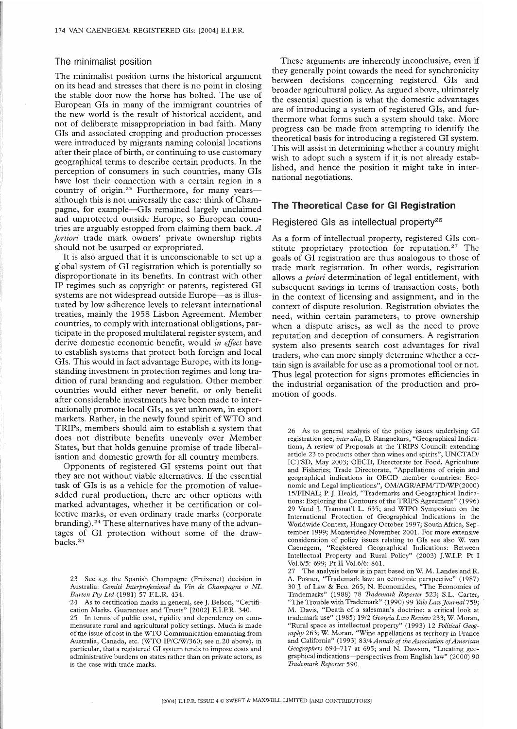## The minimalist position

The minimalist position turns the historical argument on its head and stresses that there is no point in closing the stable door now the horse has bolted. The use of European GIs in many of the immigrant countries of the new world is the result of historical accident, and not of deliberate misappropriation in bad faith. Many GIs and associated cropping and production processes were introduced by migrants naming colonial locations after their place of birth, or continuing to use customary geographical terms to describe certain products. In the perception of consumers in such countries, many GIs have lost their connection with a certain region in a country of origin.[23] Furthermore, for many years—although this is not universally the case: think of Champagne, for example—GIs remained largely unclaimed and unprotected outside Europe, so European countries are arguably estopped from claiming them back. *A fortiori* trade mark owners' private ownership rights should not be usurped or expropriated.

It is also argued that it is unconscionable to set up a global system of GI registration which is potentially so disproportionate in its benefits. In contrast with other IP regimes such as copyright or patents, registered GI systems are not widespread outside Europe—as is illustrated by low adherence levels to relevant international treaties, mainly the 1958 Lisbon Agreement. Member countries, to comply with international obligations, participate in the proposed multilateral register system, and derive domestic economic benefit, would *in effect* have to establish systems that protect both foreign and local GIs. This would in fact advantage Europe, with its longstanding investment in protection regimes and long tradition of rural branding and regulation. Other member countries would either never benefit, or only benefit after considerable investments have been made to internationally promote local GIs, as yet unknown, in export markets. Rather, in the newly found spirit of WTO and TRIPs, members should aim to establish a system that does not distribute benefits unevenly over Member States, but that holds genuine promise of trade liberalisation and domestic growth for all country members.

Opponents of registered GI systems point out that they are not without viable alternatives. If the essential task of GIs is as a vehicle for the promotion of value-added rural production, there are other options with marked advantages, whether it be certification or collective marks, or even ordinary trade marks (corporate branding).[24] These alternatives have many of the advantages of GI protection without some of the drawbacks.[25]

These arguments are inherently inconclusive, even if they generally point towards the need for synchronicity between decisions concerning registered GIs and broader agricultural policy. As argued above, ultimately the essential question is what the domestic advantages are of introducing a system of registered GIs, and furthermore what forms such a system should take. More progress can be made from attempting to identify the theoretical basis for introducing a registered GI system. This will assist in determining whether a country might wish to adopt such a system if it is not already established, and hence the position it might take in international negotiations.

## The Theoretical Case for GI Registration

### Registered GIs as intellectual property[26]

As a form of intellectual property, registered GIs constitute proprietary protection for reputation.[27] The goals of GI registration are thus analogous to those of trade mark registration. In other words, registration allows *a priori* determination of legal entitlement, with subsequent savings in terms of transaction costs, both in the context of licensing and assignment, and in the context of dispute resolution. Registration obviates the need, within certain parameters, to prove ownership when a dispute arises, as well as the need to prove reputation and deception of consumers. A registration system also presents search cost advantages for rival traders, who can more simply determine whether a certain sign is available for use as a promotional tool or not. Thus legal protection for signs promotes efficiencies in the industrial organisation of the production and promotion of goods.

---

23 See *e.g.* the Spanish Champagne (Freixenet) decision in Australia: *Comité Interprofessionel du Vin de Champagne v NL Burton Pty Ltd* (1981) 57 F.L.R. 434.

24 As to certification marks in general, see J. Belson, "Certification Marks, Guarantees and Trusts" [2002] E.I.P.R. 340.

25 In terms of public cost, rigidity and dependency on commensurate rural and agricultural policy settings. Much is made of the issue of cost in the WTO Communication emanating from Australia, Canada, etc. (WTO IP/C/W/360; see n.20 above), in particular, that a registered GI system tends to impose costs and administrative burdens on states rather than on private actors, as is the case with trade marks.

26 As to general analysis of the policy issues underlying GI registration see, *inter alia*, D. Rangnekars, "Geographical Indications, A review of Proposals at the TRIPS Council: extending article 23 to products other than wines and spirits", UNCTAD/ICTSD, May 2003; OECD, Directorate for Food, Agriculture and Fisheries; Trade Directorate, "Appellations of origin and geographical indications in OECD member countries: Economic and Legal implications", OM/AGR/APM/TD/WP(2000) 15/FINAL; P. J. Heald, "Trademarks and Geographical Indications: Exploring the Contours of the TRIPS Agreement" (1996) 29 Vand J. Transnat'l L. 635; and WIPO Symposium on the International Protection of Geographical Indications in the Worldwide Context, Hungary October 1997; South Africa, September 1999; Montevideo November 2001. For more extensive consideration of policy issues relating to GIs see also W. van Caenegem, "Registered Geographical Indications: Between Intellectual Property and Rural Policy" (2003) J.W.I.P. Pt I Vol.6/5: 699; Pt II Vol.6/6: 861.

27 The analysis below is in part based on W. M. Landes and R. A. Posner, "Trademark law: an economic perspective" (1987) 30 J. of Law & Eco. 265; N. Economides, "The Economics of Trademarks" (1988) 78 *Trademark Reporter* 523; S.L. Carter, "The Trouble with Trademark" (1990) 99 *Yale Law Journal* 759; M. Davis, "Death of a salesman's doctrine: a critical look at trademark use" (1985) 19/2 *Georgia Law Review* 233; W. Moran, "Rural space as intellectual property" (1993) 12 *Political Geography* 263; W. Moran, "Wine appellations as territory in France and California" (1993) 83/4 *Annals of the Association of American Geographers* 694–717 at 695; and N. Dawson, "Locating geographical indications—perspectives from English law" (2000) 90 *Trademark Reporter* 590.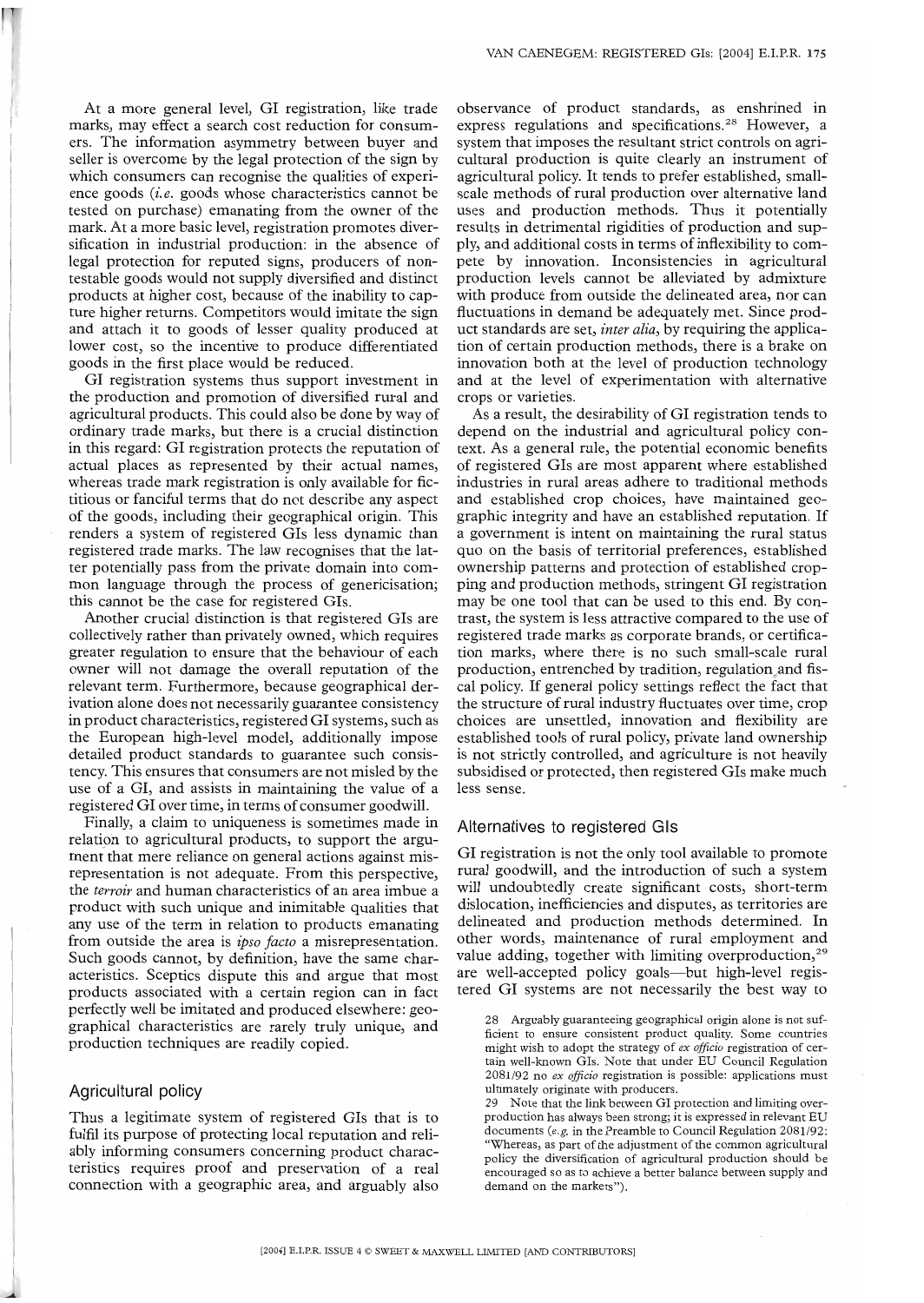At a more general level, GI registration, like trade marks, may effect a search cost reduction for consumers. The information asymmetry between buyer and seller is overcome by the legal protection of the sign by which consumers can recognise the qualities of experience goods (*i.e.* goods whose characteristics cannot be tested on purchase) emanating from the owner of the mark. At a more basic level, registration promotes diversification in industrial production: in the absence of legal protection for reputed signs, producers of non-testable goods would not supply diversified and distinct products at higher cost, because of the inability to capture higher returns. Competitors would imitate the sign and attach it to goods of lesser quality produced at lower cost, so the incentive to produce differentiated goods in the first place would be reduced.

GI registration systems thus support investment in the production and promotion of diversified rural and agricultural products. This could also be done by way of ordinary trade marks, but there is a crucial distinction in this regard: GI registration protects the reputation of actual places as represented by their actual names, whereas trade mark registration is only available for fictitious or fanciful terms that do not describe any aspect of the goods, including their geographical origin. This renders a system of registered GIs less dynamic than registered trade marks. The law recognises that the latter potentially pass from the private domain into common language through the process of genericisation; this cannot be the case for registered GIs.

Another crucial distinction is that registered GIs are collectively rather than privately owned, which requires greater regulation to ensure that the behaviour of each owner will not damage the overall reputation of the relevant term. Furthermore, because geographical derivation alone does not necessarily guarantee consistency in product characteristics, registered GI systems, such as the European high-level model, additionally impose detailed product standards to guarantee such consistency. This ensures that consumers are not misled by the use of a GI, and assists in maintaining the value of a registered GI over time, in terms of consumer goodwill.

Finally, a claim to uniqueness is sometimes made in relation to agricultural products, to support the argument that mere reliance on general actions against misrepresentation is not adequate. From this perspective, the *terroir* and human characteristics of an area imbue a product with such unique and inimitable qualities that any use of the term in relation to products emanating from outside the area is *ipso facto* a misrepresentation. Such goods cannot, by definition, have the same characteristics. Sceptics dispute this and argue that most products associated with a certain region can in fact perfectly well be imitated and produced elsewhere: geographical characteristics are rarely truly unique, and production techniques are readily copied.

## Agricultural policy

Thus a legitimate system of registered GIs that is to fulfil its purpose of protecting local reputation and reliably informing consumers concerning product characteristics requires proof and preservation of a real connection with a geographic area, and arguably also observance of product standards, as enshrined in express regulations and specifications.[28] However, a system that imposes the resultant strict controls on agricultural production is quite clearly an instrument of agricultural policy. It tends to prefer established, small-scale methods of rural production over alternative land uses and production methods. Thus it potentially results in detrimental rigidities of production and supply, and additional costs in terms of inflexibility to compete by innovation. Inconsistencies in agricultural production levels cannot be alleviated by admixture with produce from outside the delineated area, nor can fluctuations in demand be adequately met. Since product standards are set, *inter alia*, by requiring the application of certain production methods, there is a brake on innovation both at the level of production technology and at the level of experimentation with alternative crops or varieties.

As a result, the desirability of GI registration tends to depend on the industrial and agricultural policy context. As a general rule, the potential economic benefits of registered GIs are most apparent where established industries in rural areas adhere to traditional methods and established crop choices, have maintained geographic integrity and have an established reputation. If a government is intent on maintaining the rural status quo on the basis of territorial preferences, established ownership patterns and protection of established cropping and production methods, stringent GI registration may be one tool that can be used to this end. By contrast, the system is less attractive compared to the use of registered trade marks as corporate brands, or certification marks, where there is no such small-scale rural production, entrenched by tradition, regulation and fiscal policy. If general policy settings reflect the fact that the structure of rural industry fluctuates over time, crop choices are unsettled, innovation and flexibility are established tools of rural policy, private land ownership is not strictly controlled, and agriculture is not heavily subsidised or protected, then registered GIs make much less sense.

## Alternatives to registered GIs

GI registration is not the only tool available to promote rural goodwill, and the introduction of such a system will undoubtedly create significant costs, short-term dislocation, inefficiencies and disputes, as territories are delineated and production methods determined. In other words, maintenance of rural employment and value adding, together with limiting overproduction,[29] are well-accepted policy goals—but high-level registered GI systems are not necessarily the best way to

---

28 Arguably guaranteeing geographical origin alone is not sufficient to ensure consistent product quality. Some countries might wish to adopt the strategy of *ex officio* registration of certain well-known GIs. Note that under EU Council Regulation 2081/92 no *ex officio* registration is possible: applications must ultimately originate with producers.

29 Note that the link between GI protection and limiting overproduction has always been strong; it is expressed in relevant EU documents (*e.g.* in the Preamble to Council Regulation 2081/92: "Whereas, as part of the adjustment of the common agricultural policy the diversification of agricultural production should be encouraged so as to achieve a better balance between supply and demand on the markets").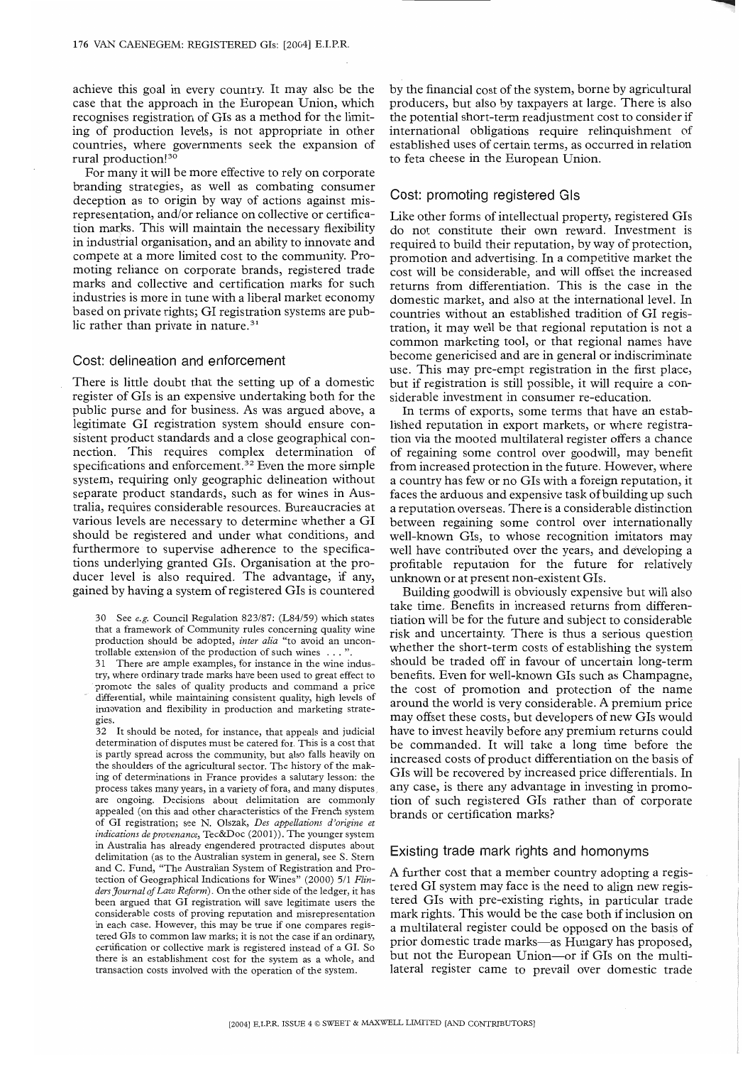achieve this goal in every country. It may also be the case that the approach in the European Union, which recognises registration of GIs as a method for the limiting of production levels, is not appropriate in other countries, where governments seek the expansion of rural production![30]

For many it will be more effective to rely on corporate branding strategies, as well as combating consumer deception as to origin by way of actions against misrepresentation, and/or reliance on collective or certification marks. This will maintain the necessary flexibility in industrial organisation, and an ability to innovate and compete at a more limited cost to the community. Promoting reliance on corporate brands, registered trade marks and collective and certification marks for such industries is more in tune with a liberal market economy based on private rights; GI registration systems are public rather than private in nature.[31]

## Cost: delineation and enforcement

There is little doubt that the setting up of a domestic register of GIs is an expensive undertaking both for the public purse and for business. As was argued above, a legitimate GI registration system should ensure consistent product standards and a close geographical connection. This requires complex determination of specifications and enforcement.[32] Even the more simple system, requiring only geographic delineation without separate product standards, such as for wines in Australia, requires considerable resources. Bureaucracies at various levels are necessary to determine whether a GI should be registered and under what conditions, and furthermore to supervise adherence to the specifications underlying granted GIs. Organisation at the producer level is also required. The advantage, if any, gained by having a system of registered GIs is countered by the financial cost of the system, borne by agricultural producers, but also by taxpayers at large. There is also the potential short-term readjustment cost to consider if international obligations require relinquishment of established uses of certain terms, as occurred in relation to feta cheese in the European Union.

## Cost: promoting registered GIs

Like other forms of intellectual property, registered GIs do not constitute their own reward. Investment is required to build their reputation, by way of protection, promotion and advertising. In a competitive market the cost will be considerable, and will offset the increased returns from differentiation. This is the case in the domestic market, and also at the international level. In countries without an established tradition of GI registration, it may well be that regional reputation is not a common marketing tool, or that regional names have become genericised and are in general or indiscriminate use. This may pre-empt registration in the first place, but if registration is still possible, it will require a considerable investment in consumer re-education.

In terms of exports, some terms that have an established reputation in export markets, or where registration via the mooted multilateral register offers a chance of regaining some control over goodwill, may benefit from increased protection in the future. However, where a country has few or no GIs with a foreign reputation, it faces the arduous and expensive task of building up such a reputation overseas. There is a considerable distinction between regaining some control over internationally well-known GIs, to whose recognition imitators may well have contributed over the years, and developing a profitable reputation for the future for relatively unknown or at present non-existent GIs.

Building goodwill is obviously expensive but will also take time. Benefits in increased returns from differentiation will be for the future and subject to considerable risk and uncertainty. There is thus a serious question whether the short-term costs of establishing the system should be traded off in favour of uncertain long-term benefits. Even for well-known GIs such as Champagne, the cost of promotion and protection of the name around the world is very considerable. A premium price may offset these costs, but developers of new GIs would have to invest heavily before any premium returns could be commanded. It will take a long time before the increased costs of product differentiation on the basis of GIs will be recovered by increased price differentials. In any case, is there any advantage in investing in promotion of such registered GIs rather than of corporate brands or certification marks?

## Existing trade mark rights and homonyms

A further cost that a member country adopting a registered GI system may face is the need to align new registered GIs with pre-existing rights, in particular trade mark rights. This would be the case both if inclusion on a multilateral register could be opposed on the basis of prior domestic trade marks—as Hungary has proposed, but not the European Union—or if GIs on the multilateral register came to prevail over domestic trade

---

30 See *e.g.* Council Regulation 823/87: (L84/59) which states that a framework of Community rules concerning quality wine production should be adopted, *inter alia* "to avoid an uncontrollable extension of the production of such wines . . . ".

31 There are ample examples, for instance in the wine industry, where ordinary trade marks have been used to great effect to promote the sales of quality products and command a price differential, while maintaining consistent quality, high levels of innovation and flexibility in production and marketing strategies.

32 It should be noted, for instance, that appeals and judicial determination of disputes must be catered for. This is a cost that is partly spread across the community, but also falls heavily on the shoulders of the agricultural sector. The history of the making of determinations in France provides a salutary lesson: the process takes many years, in a variety of fora, and many disputes are ongoing. Decisions about delimitation are commonly appealed (on this and other characteristics of the French system of GI registration; see N. Olszak, *Des appellations d'origine et indications de provenance*, Tec&Doc (2001)). The younger system in Australia has already engendered protracted disputes about delimitation (as to the Australian system in general, see S. Stern and C. Fund, "The Australian System of Registration and Protection of Geographical Indications for Wines" (2000) 5/1 *Flinders Journal of Law Reform*). On the other side of the ledger, it has been argued that GI registration will save legitimate users the considerable costs of proving reputation and misrepresentation in each case. However, this may be true if one compares registered GIs to common law marks; it is not the case if an ordinary, certification or collective mark is registered instead of a GI. So there is an establishment cost for the system as a whole, and transaction costs involved with the operation of the system.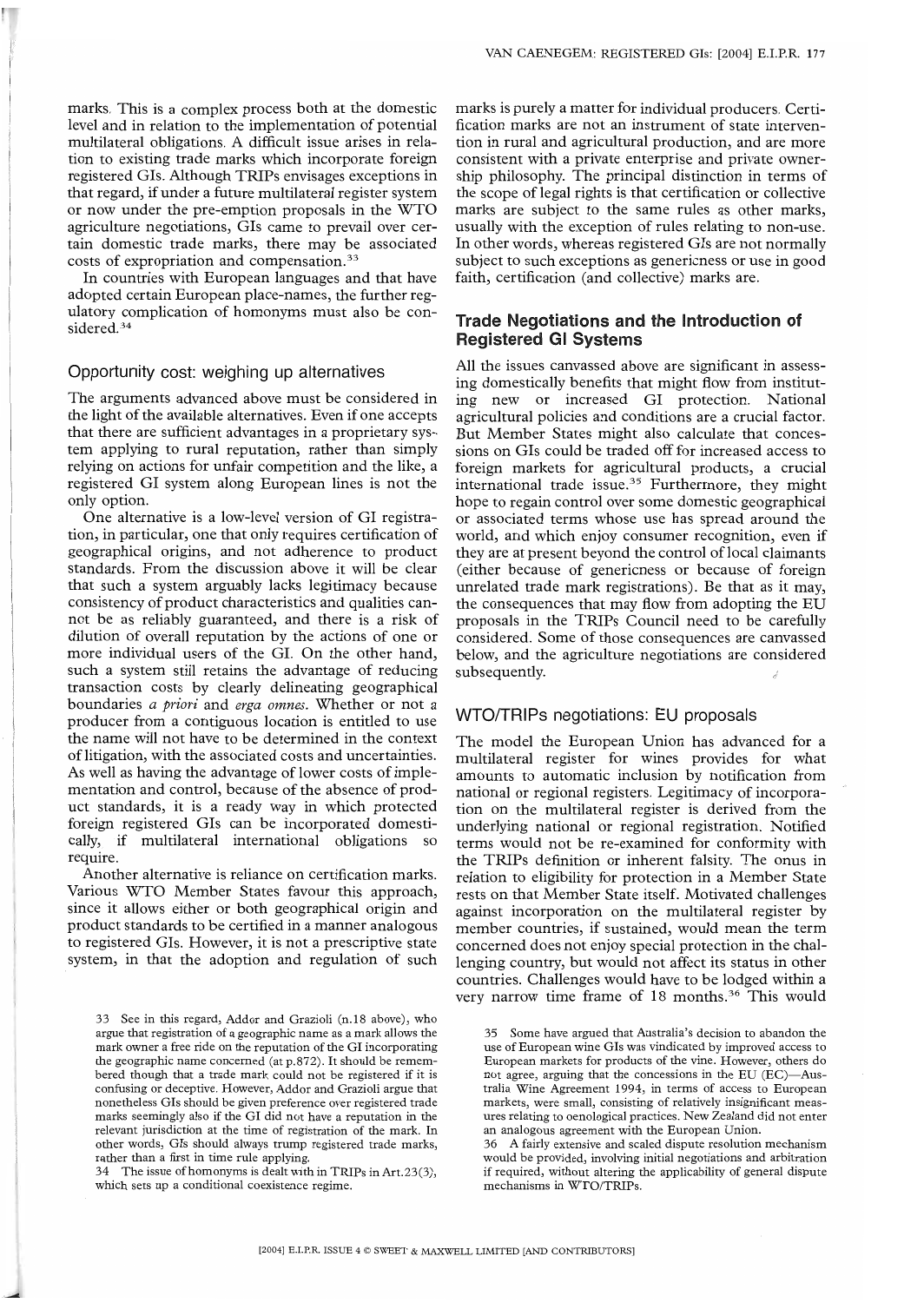marks. This is a complex process both at the domestic level and in relation to the implementation of potential multilateral obligations. A difficult issue arises in relation to existing trade marks which incorporate foreign registered GIs. Although TRIPs envisages exceptions in that regard, if under a future multilateral register system or now under the pre-emption proposals in the WTO agriculture negotiations, GIs came to prevail over certain domestic trade marks, there may be associated costs of expropriation and compensation.[33]

In countries with European languages and that have adopted certain European place-names, the further regulatory complication of homonyms must also be considered.[34]

### Opportunity cost: weighing up alternatives

The arguments advanced above must be considered in the light of the available alternatives. Even if one accepts that there are sufficient advantages in a proprietary system applying to rural reputation, rather than simply relying on actions for unfair competition and the like, a registered GI system along European lines is not the only option.

One alternative is a low-level version of GI registration, in particular, one that only requires certification of geographical origins, and not adherence to product standards. From the discussion above it will be clear that such a system arguably lacks legitimacy because consistency of product characteristics and qualities cannot be as reliably guaranteed, and there is a risk of dilution of overall reputation by the actions of one or more individual users of the GI. On the other hand, such a system still retains the advantage of reducing transaction costs by clearly delineating geographical boundaries *a priori* and *erga omnes*. Whether or not a producer from a contiguous location is entitled to use the name will not have to be determined in the context of litigation, with the associated costs and uncertainties. As well as having the advantage of lower costs of implementation and control, because of the absence of product standards, it is a ready way in which protected foreign registered GIs can be incorporated domestically, if multilateral international obligations so require.

Another alternative is reliance on certification marks. Various WTO Member States favour this approach, since it allows either or both geographical origin and product standards to be certified in a manner analogous to registered GIs. However, it is not a prescriptive state system, in that the adoption and regulation of such marks is purely a matter for individual producers. Certification marks are not an instrument of state intervention in rural and agricultural production, and are more consistent with a private enterprise and private ownership philosophy. The principal distinction in terms of the scope of legal rights is that certification or collective marks are subject to the same rules as other marks, usually with the exception of rules relating to non-use. In other words, whereas registered GIs are not normally subject to such exceptions as genericness or use in good faith, certification (and collective) marks are.

## Trade Negotiations and the Introduction of Registered GI Systems

All the issues canvassed above are significant in assessing domestically benefits that might flow from instituting new or increased GI protection. National agricultural policies and conditions are a crucial factor. But Member States might also calculate that concessions on GIs could be traded off for increased access to foreign markets for agricultural products, a crucial international trade issue.[35] Furthermore, they might hope to regain control over some domestic geographical or associated terms whose use has spread around the world, and which enjoy consumer recognition, even if they are at present beyond the control of local claimants (either because of genericness or because of foreign unrelated trade mark registrations). Be that as it may, the consequences that may flow from adopting the EU proposals in the TRIPs Council need to be carefully considered. Some of those consequences are canvassed below, and the agriculture negotiations are considered subsequently.

### WTO/TRIPs negotiations: EU proposals

The model the European Union has advanced for a multilateral register for wines provides for what amounts to automatic inclusion by notification from national or regional registers. Legitimacy of incorporation on the multilateral register is derived from the underlying national or regional registration. Notified terms would not be re-examined for conformity with the TRIPs definition or inherent falsity. The onus in relation to eligibility for protection in a Member State rests on that Member State itself. Motivated challenges against incorporation on the multilateral register by member countries, if sustained, would mean the term concerned does not enjoy special protection in the challenging country, but would not affect its status in other countries. Challenges would have to be lodged within a very narrow time frame of 18 months.[36] This would

---

33 See in this regard, Addor and Grazioli (n.18 above), who argue that registration of a geographic name as a mark allows the mark owner a free ride on the reputation of the GI incorporating the geographic name concerned (at p.872). It should be remembered though that a trade mark could not be registered if it is confusing or deceptive. However, Addor and Grazioli argue that nonetheless GIs should be given preference over registered trade marks seemingly also if the GI did not have a reputation in the relevant jurisdiction at the time of registration of the mark. In other words, GIs should always trump registered trade marks, rather than a first in time rule applying.

34 The issue of homonyms is dealt with in TRIPs in Art.23(3), which sets up a conditional coexistence regime.

35 Some have argued that Australia's decision to abandon the use of European wine GIs was vindicated by improved access to European markets for products of the vine. However, others do not agree, arguing that the concessions in the EU (EC)—Australia Wine Agreement 1994, in terms of access to European markets, were small, consisting of relatively insignificant measures relating to oenological practices. New Zealand did not enter an analogous agreement with the European Union.

36 A fairly extensive and scaled dispute resolution mechanism would be provided, involving initial negotiations and arbitration if required, without altering the applicability of general dispute mechanisms in WTO/TRIPs.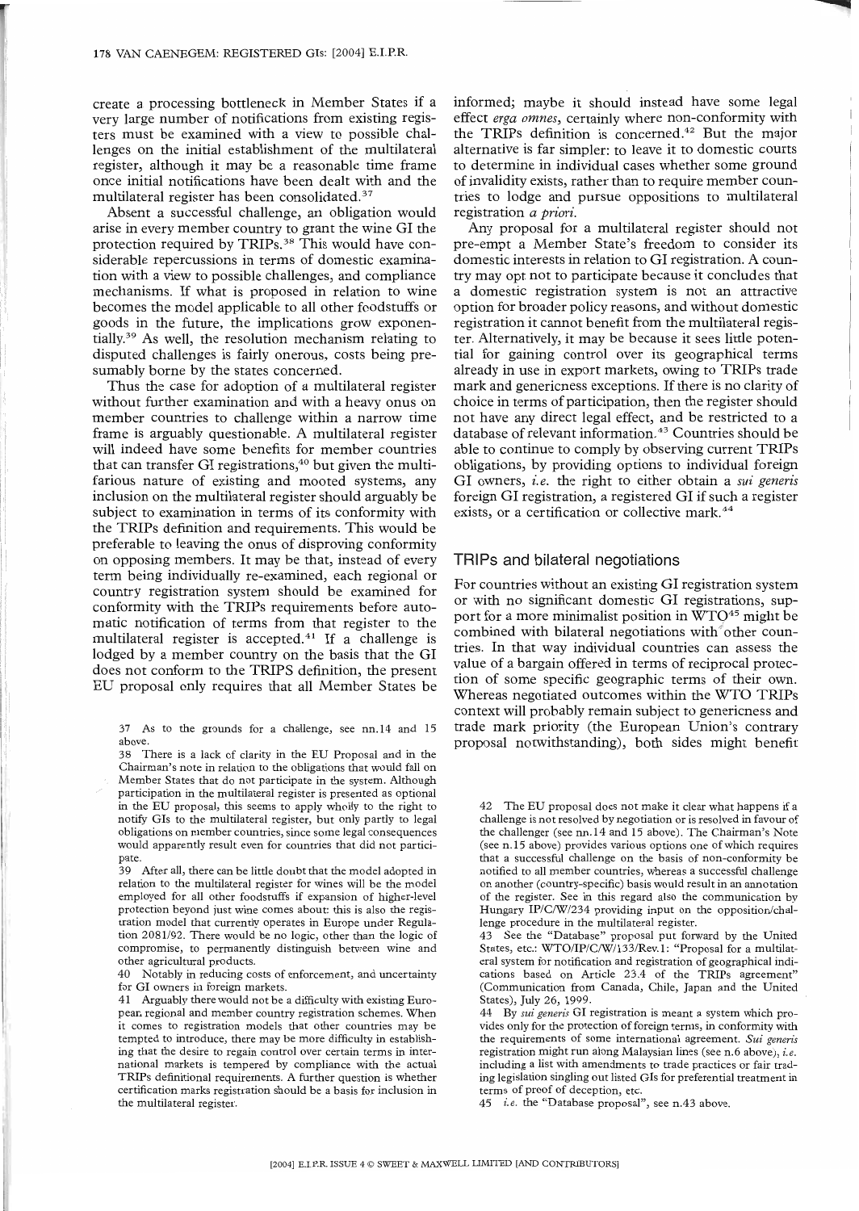create a processing bottleneck in Member States if a very large number of notifications from existing registers must be examined with a view to possible challenges on the initial establishment of the multilateral register, although it may be a reasonable time frame once initial notifications have been dealt with and the multilateral register has been consolidated.[37]

Absent a successful challenge, an obligation would arise in every member country to grant the wine GI the protection required by TRIPs.[38] This would have considerable repercussions in terms of domestic examination with a view to possible challenges, and compliance mechanisms. If what is proposed in relation to wine becomes the model applicable to all other foodstuffs or goods in the future, the implications grow exponentially.[39] As well, the resolution mechanism relating to disputed challenges is fairly onerous, costs being presumably borne by the states concerned.

Thus the case for adoption of a multilateral register without further examination and with a heavy onus on member countries to challenge within a narrow time frame is arguably questionable. A multilateral register will indeed have some benefits for member countries that can transfer GI registrations,[40] but given the multifarious nature of existing and mooted systems, any inclusion on the multilateral register should arguably be subject to examination in terms of its conformity with the TRIPs definition and requirements. This would be preferable to leaving the onus of disproving conformity on opposing members. It may be that, instead of every term being individually re-examined, each regional or country registration system should be examined for conformity with the TRIPs requirements before automatic notification of terms from that register to the multilateral register is accepted.[41] If a challenge is lodged by a member country on the basis that the GI does not conform to the TRIPS definition, the present EU proposal only requires that all Member States be informed; maybe it should instead have some legal effect *erga omnes*, certainly where non-conformity with the TRIPs definition is concerned.[42] But the major alternative is far simpler: to leave it to domestic courts to determine in individual cases whether some ground of invalidity exists, rather than to require member countries to lodge and pursue oppositions to multilateral registration *a priori*.

Any proposal for a multilateral register should not pre-empt a Member State's freedom to consider its domestic interests in relation to GI registration. A country may opt not to participate because it concludes that a domestic registration system is not an attractive option for broader policy reasons, and without domestic registration it cannot benefit from the multilateral register. Alternatively, it may be because it sees little potential for gaining control over its geographical terms already in use in export markets, owing to TRIPs trade mark and genericness exceptions. If there is no clarity of choice in terms of participation, then the register should not have any direct legal effect, and be restricted to a database of relevant information.[43] Countries should be able to continue to comply by observing current TRIPs obligations, by providing options to individual foreign GI owners, *i.e.* the right to either obtain a *sui generis* foreign GI registration, a registered GI if such a register exists, or a certification or collective mark.[44]

## TRIPs and bilateral negotiations

For countries without an existing GI registration system or with no significant domestic GI registrations, support for a more minimalist position in WTO[45] might be combined with bilateral negotiations with other countries. In that way individual countries can assess the value of a bargain offered in terms of reciprocal protection of some specific geographic terms of their own. Whereas negotiated outcomes within the WTO TRIPs context will probably remain subject to genericness and trade mark priority (the European Union's contrary proposal notwithstanding), both sides might benefit

---

37 As to the grounds for a challenge, see nn.14 and 15 above.

38 There is a lack of clarity in the EU Proposal and in the Chairman's note in relation to the obligations that would fall on Member States that do not participate in the system. Although participation in the multilateral register is presented as optional in the EU proposal, this seems to apply wholly to the right to notify GIs to the multilateral register, but only partly to legal obligations on member countries, since some legal consequences would apparently result even for countries that did not participate.

39 After all, there can be little doubt that the model adopted in relation to the multilateral register for wines will be the model employed for all other foodstuffs if expansion of higher-level protection beyond just wine comes about: this is also the registration model that currently operates in Europe under Regulation 2081/92. There would be no logic, other than the logic of compromise, to permanently distinguish between wine and other agricultural products.

40 Notably in reducing costs of enforcement, and uncertainty for GI owners in foreign markets.

41 Arguably there would not be a difficulty with existing European regional and member country registration schemes. When it comes to registration models that other countries may be tempted to introduce, there may be more difficulty in establishing that the desire to regain control over certain terms in international markets is tempered by compliance with the actual TRIPs definitional requirements. A further question is whether certification marks registration should be a basis for inclusion in the multilateral register.

42 The EU proposal does not make it clear what happens if a challenge is not resolved by negotiation or is resolved in favour of the challenger (see nn.14 and 15 above). The Chairman's Note (see n.15 above) provides various options one of which requires that a successful challenge on the basis of non-conformity be notified to all member countries, whereas a successful challenge on another (country-specific) basis would result in an annotation of the register. See in this regard also the communication by Hungary IP/C/W/234 providing input on the opposition/challenge procedure in the multilateral register.

43 See the "Database" proposal put forward by the United States, etc.: WTO/IP/C/W/133/Rev.1: "Proposal for a multilateral system for notification and registration of geographical indications based on Article 23.4 of the TRIPs agreement" (Communication from Canada, Chile, Japan and the United States), July 26, 1999.

44 By *sui generis* GI registration is meant a system which provides only for the protection of foreign terms, in conformity with the requirements of some international agreement. *Sui generis* registration might run along Malaysian lines (see n.6 above), *i.e.* including a list with amendments to trade practices or fair trading legislation singling out listed GIs for preferential treatment in terms of proof of deception, etc.

45 *i.e.* the "Database proposal", see n.43 above.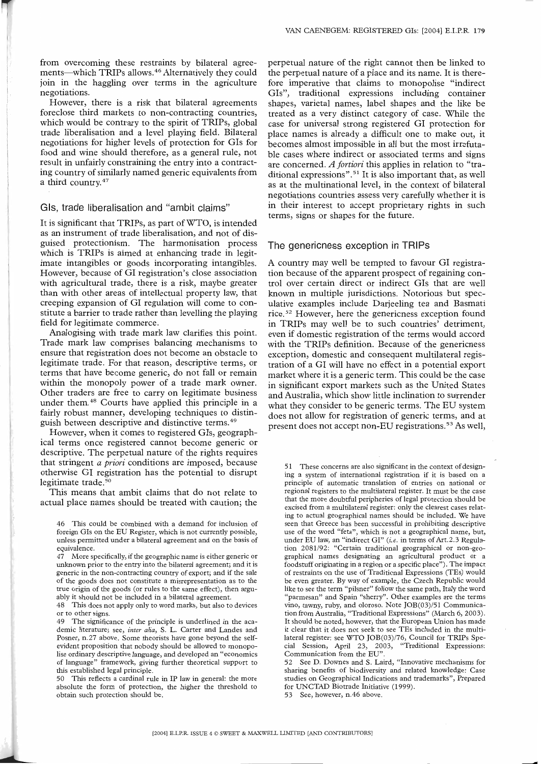from overcoming these restraints by bilateral agreements—which TRIPs allows.[46] Alternatively they could join in the haggling over terms in the agriculture negotiations.

However, there is a risk that bilateral agreements foreclose third markets to non-contracting countries, which would be contrary to the spirit of TRIPs, global trade liberalisation and a level playing field. Bilateral negotiations for higher levels of protection for GIs for food and wine should therefore, as a general rule, not result in unfairly constraining the entry into a contracting country of similarly named generic equivalents from a third country.[47]

## GIs, trade liberalisation and "ambit claims"

It is significant that TRIPs, as part of WTO, is intended as an instrument of trade liberalisation, and not of disguised protectionism. The harmonisation process which is TRIPs is aimed at enhancing trade in legitimate intangibles or goods incorporating intangibles. However, because of GI registration's close association with agricultural trade, there is a risk, maybe greater than with other areas of intellectual property law, that creeping expansion of GI regulation will come to constitute a barrier to trade rather than levelling the playing field for legitimate commerce.

Analogising with trade mark law clarifies this point. Trade mark law comprises balancing mechanisms to ensure that registration does not become an obstacle to legitimate trade. For that reason, descriptive terms, or terms that have become generic, do not fall or remain within the monopoly power of a trade mark owner. Other traders are free to carry on legitimate business under them.[48] Courts have applied this principle in a fairly robust manner, developing techniques to distinguish between descriptive and distinctive terms.[49]

However, when it comes to registered GIs, geographical terms once registered cannot become generic or descriptive. The perpetual nature of the rights requires that stringent *a priori* conditions are imposed, because otherwise GI registration has the potential to disrupt legitimate trade.[50]

This means that ambit claims that do not relate to actual place names should be treated with caution; the perpetual nature of the right cannot then be linked to the perpetual nature of a place and its name. It is therefore imperative that claims to monopolise "indirect GIs", traditional expressions including container shapes, varietal names, label shapes and the like be treated as a very distinct category of case. While the case for universal strong registered GI protection for place names is already a difficult one to make out, it becomes almost impossible in all but the most irrefutable cases where indirect or associated terms and signs are concerned. *A fortiori* this applies in relation to "traditional expressions".[51] It is also important that, as well as at the multinational level, in the context of bilateral negotiations countries assess very carefully whether it is in their interest to accept proprietary rights in such terms, signs or shapes for the future.

## The genericness exception in TRIPs

A country may well be tempted to favour GI registration because of the apparent prospect of regaining control over certain direct or indirect GIs that are well known in multiple jurisdictions. Notorious but speculative examples include Darjeeling tea and Basmati rice.[52] However, here the genericness exception found in TRIPs may well be to such countries' detriment, even if domestic registration of the terms would accord with the TRIPs definition. Because of the genericness exception, domestic and consequent multilateral registration of a GI will have no effect in a potential export market where it is a generic term. This could be the case in significant export markets such as the United States and Australia, which show little inclination to surrender what they consider to be generic terms. The EU system does not allow for registration of generic terms, and at present does not accept non-EU registrations.[53] As well,

46 This could be combined with a demand for inclusion of foreign GIs on the EU Register, which is not currently possible, unless permitted under a bilateral agreement and on the basis of equivalence.

47 More specifically, if the geographic name is either generic or unknown prior to the entry into the bilateral agreement; and it is generic in the non-contracting country of export; and if the sale of the goods does not constitute a misrepresentation as to the true origin of the goods (or rules to the same effect), then arguably it should not be included in a bilateral agreement.

48 This does not apply only to word marks, but also to devices or to other signs.

49 The significance of the principle is underlined in the academic literature; see, *inter alia*, S. L. Carter and Landes and Posner, n.27 above. Some theorists have gone beyond the self-evident proposition that nobody should be allowed to monopolise ordinary descriptive language, and developed an "economics of language" framework, giving further theoretical support to this established legal principle.

50 This reflects a cardinal rule in IP law in general: the more absolute the form of protection, the higher the threshold to obtain such protection should be.

51 These concerns are also significant in the context of designing a system of international registration if it is based on a principle of automatic translation of entries on national or regional registers to the multilateral register. It must be the case that the more doubtful peripheries of legal protection should be excised from a multilateral register: only the clearest cases relating to actual geographical names should be included. We have seen that Greece has been successful in prohibiting descriptive use of the word "feta", which is not a geographical name, but, under EU law, an "indirect GI" (*i.e.* in terms of Art.2.3 Regulation 2081/92: "Certain traditional geographical or non-geographical names designating an agricultural product or a foodstuff originating in a region or a specific place"). The impact of restraints on the use of Traditional Expressions (TEs) would be even greater. By way of example, the Czech Republic would like to see the term "pilsner" follow the same path, Italy the word "parmesan" and Spain "sherry". Other examples are the terms vino, tawny, ruby, and oloroso. Note JOB(03)/51 Communication from Australia, "Traditional Expressions" (March 6, 2003). It should be noted, however, that the European Union has made it clear that it does not seek to see TEs included in the multilateral register: see WTO JOB(03)/76, Council for TRIPs Special Session, April 23, 2003, "Traditional Expressions: Communication from the EU".

52 See D. Downes and S. Laird, "Innovative mechanisms for sharing benefits of biodiversity and related knowledge: Case studies on Geographical Indications and trademarks", Prepared for UNCTAD Biotrade Initiative (1999).

53 See, however, n.46 above.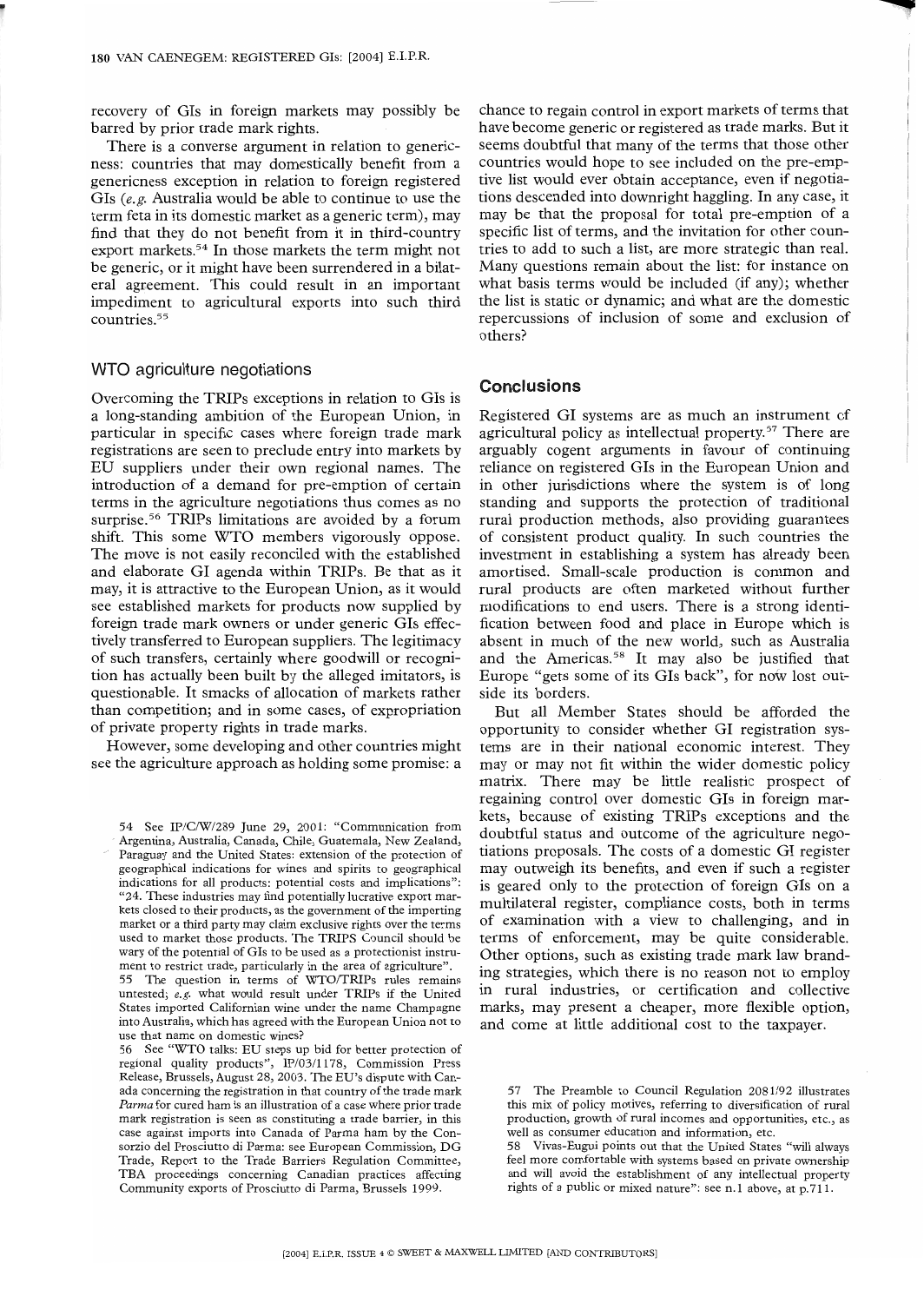recovery of GIs in foreign markets may possibly be barred by prior trade mark rights.

There is a converse argument in relation to genericness: countries that may domestically benefit from a genericness exception in relation to foreign registered GIs (*e.g.* Australia would be able to continue to use the term feta in its domestic market as a generic term), may find that they do not benefit from it in third-country export markets.[54] In those markets the term might not be generic, or it might have been surrendered in a bilateral agreement. This could result in an important impediment to agricultural exports into such third countries.[55]

## WTO agriculture negotiations

Overcoming the TRIPs exceptions in relation to GIs is a long-standing ambition of the European Union, in particular in specific cases where foreign trade mark registrations are seen to preclude entry into markets by EU suppliers under their own regional names. The introduction of a demand for pre-emption of certain terms in the agriculture negotiations thus comes as no surprise.[56] TRIPs limitations are avoided by a forum shift. This some WTO members vigorously oppose. The move is not easily reconciled with the established and elaborate GI agenda within TRIPs. Be that as it may, it is attractive to the European Union, as it would see established markets for products now supplied by foreign trade mark owners or under generic GIs effectively transferred to European suppliers. The legitimacy of such transfers, certainly where goodwill or recognition has actually been built by the alleged imitators, is questionable. It smacks of allocation of markets rather than competition; and in some cases, of expropriation of private property rights in trade marks.

However, some developing and other countries might see the agriculture approach as holding some promise: a chance to regain control in export markets of terms that have become generic or registered as trade marks. But it seems doubtful that many of the terms that those other countries would hope to see included on the pre-emptive list would ever obtain acceptance, even if negotiations descended into downright haggling. In any case, it may be that the proposal for total pre-emption of a specific list of terms, and the invitation for other countries to add to such a list, are more strategic than real. Many questions remain about the list: for instance on what basis terms would be included (if any); whether the list is static or dynamic; and what are the domestic repercussions of inclusion of some and exclusion of others?

## Conclusions

Registered GI systems are as much an instrument of agricultural policy as intellectual property.[57] There are arguably cogent arguments in favour of continuing reliance on registered GIs in the European Union and in other jurisdictions where the system is of long standing and supports the protection of traditional rural production methods, also providing guarantees of consistent product quality. In such countries the investment in establishing a system has already been amortised. Small-scale production is common and rural products are often marketed without further modifications to end users. There is a strong identification between food and place in Europe which is absent in much of the new world, such as Australia and the Americas.[58] It may also be justified that Europe "gets some of its GIs back", for now lost outside its borders.

But all Member States should be afforded the opportunity to consider whether GI registration systems are in their national economic interest. They may or may not fit within the wider domestic policy matrix. There may be little realistic prospect of regaining control over domestic GIs in foreign markets, because of existing TRIPs exceptions and the doubtful status and outcome of the agriculture negotiations proposals. The costs of a domestic GI register may outweigh its benefits, and even if such a register is geared only to the protection of foreign GIs on a multilateral register, compliance costs, both in terms of examination with a view to challenging, and in terms of enforcement, may be quite considerable. Other options, such as existing trade mark law branding strategies, which there is no reason not to employ in rural industries, or certification and collective marks, may present a cheaper, more flexible option, and come at little additional cost to the taxpayer.

---

54 See IP/C/W/289 June 29, 2001: "Communication from Argentina, Australia, Canada, Chile, Guatemala, New Zealand, Paraguay and the United States: extension of the protection of geographical indications for wines and spirits to geographical indications for all products: potential costs and implications": "24. These industries may find potentially lucrative export markets closed to their products, as the government of the importing market or a third party may claim exclusive rights over the terms used to market those products. The TRIPS Council should be wary of the potential of GIs to be used as a protectionist instrument to restrict trade, particularly in the area of agriculture".

55 The question in terms of WTO/TRIPs rules remains untested; *e.g.* what would result under TRIPs if the United States imported Californian wine under the name Champagne into Australia, which has agreed with the European Union not to use that name on domestic wines?

56 See "WTO talks: EU steps up bid for better protection of regional quality products", IP/03/1178, Commission Press Release, Brussels, August 28, 2003. The EU's dispute with Canada concerning the registration in that country of the trade mark *Parma* for cured ham is an illustration of a case where prior trade mark registration is seen as constituting a trade barrier, in this case against imports into Canada of Parma ham by the Consorzio del Prosciutto di Parma: see European Commission, DG Trade, Report to the Trade Barriers Regulation Committee, TBA proceedings concerning Canadian practices affecting Community exports of Prosciutto di Parma, Brussels 1999.

57 The Preamble to Council Regulation 2081/92 illustrates this mix of policy motives, referring to diversification of rural production, growth of rural incomes and opportunities, etc., as well as consumer education and information, etc.

58 Vivas-Eugui points out that the United States "will always feel more comfortable with systems based on private ownership and will avoid the establishment of any intellectual property rights of a public or mixed nature": see n.1 above, at p.711.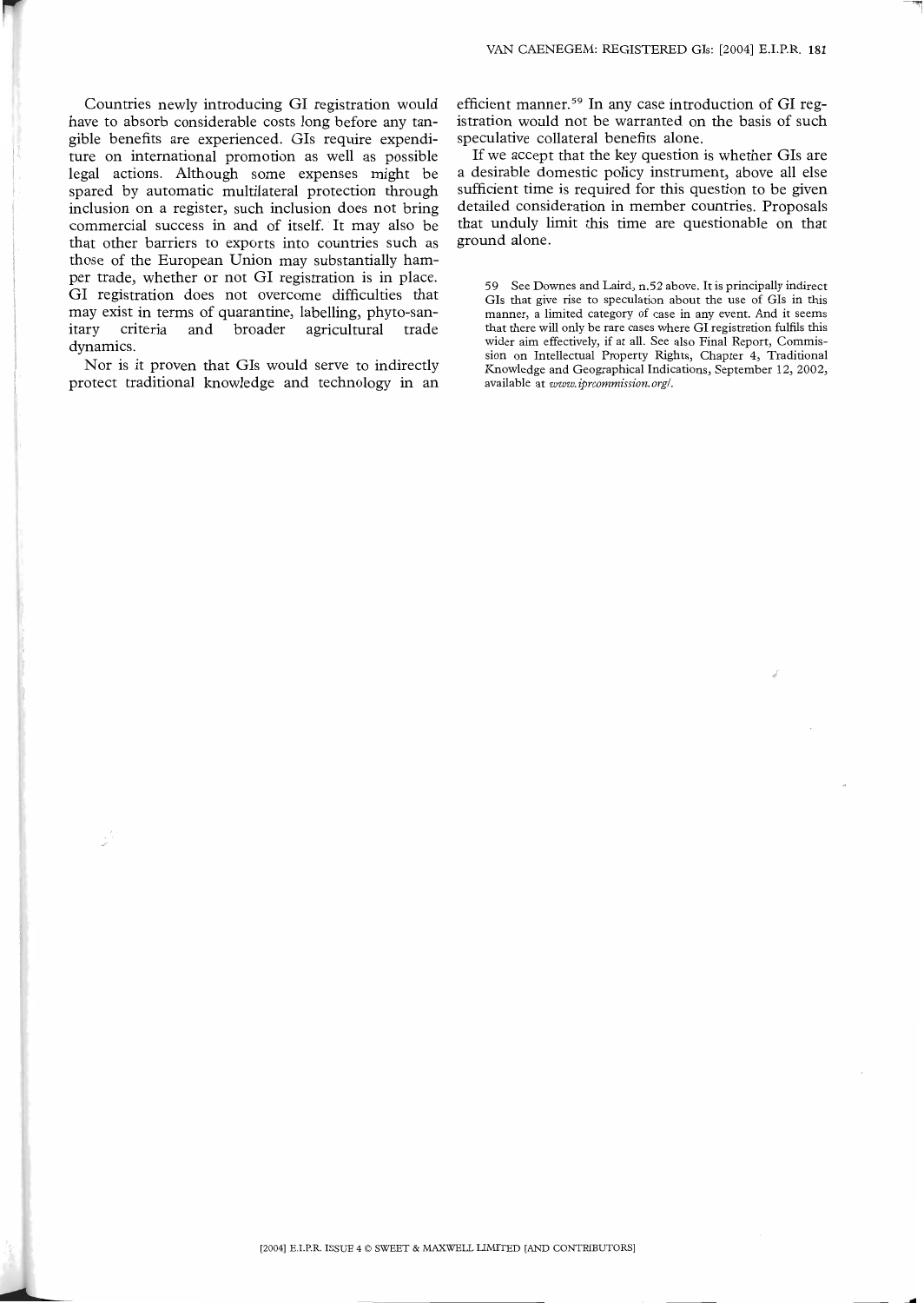Countries newly introducing GI registration would have to absorb considerable costs long before any tangible benefits are experienced. GIs require expenditure on international promotion as well as possible legal actions. Although some expenses might be spared by automatic multilateral protection through inclusion on a register, such inclusion does not bring commercial success in and of itself. It may also be that other barriers to exports into countries such as those of the European Union may substantially hamper trade, whether or not GI registration is in place. GI registration does not overcome difficulties that may exist in terms of quarantine, labelling, phyto-sanitary criteria and broader agricultural trade dynamics.

Nor is it proven that GIs would serve to indirectly protect traditional knowledge and technology in an efficient manner.[59] In any case introduction of GI registration would not be warranted on the basis of such speculative collateral benefits alone.

If we accept that the key question is whether GIs are a desirable domestic policy instrument, above all else sufficient time is required for this question to be given detailed consideration in member countries. Proposals that unduly limit this time are questionable on that ground alone.

59 See Downes and Laird, n.52 above. It is principally indirect GIs that give rise to speculation about the use of GIs in this manner, a limited category of case in any event. And it seems that there will only be rare cases where GI registration fulfils this wider aim effectively, if at all. See also Final Report, Commission on Intellectual Property Rights, Chapter 4, Traditional Knowledge and Geographical Indications, September 12, 2002, available at *www.iprcommission.org/*.